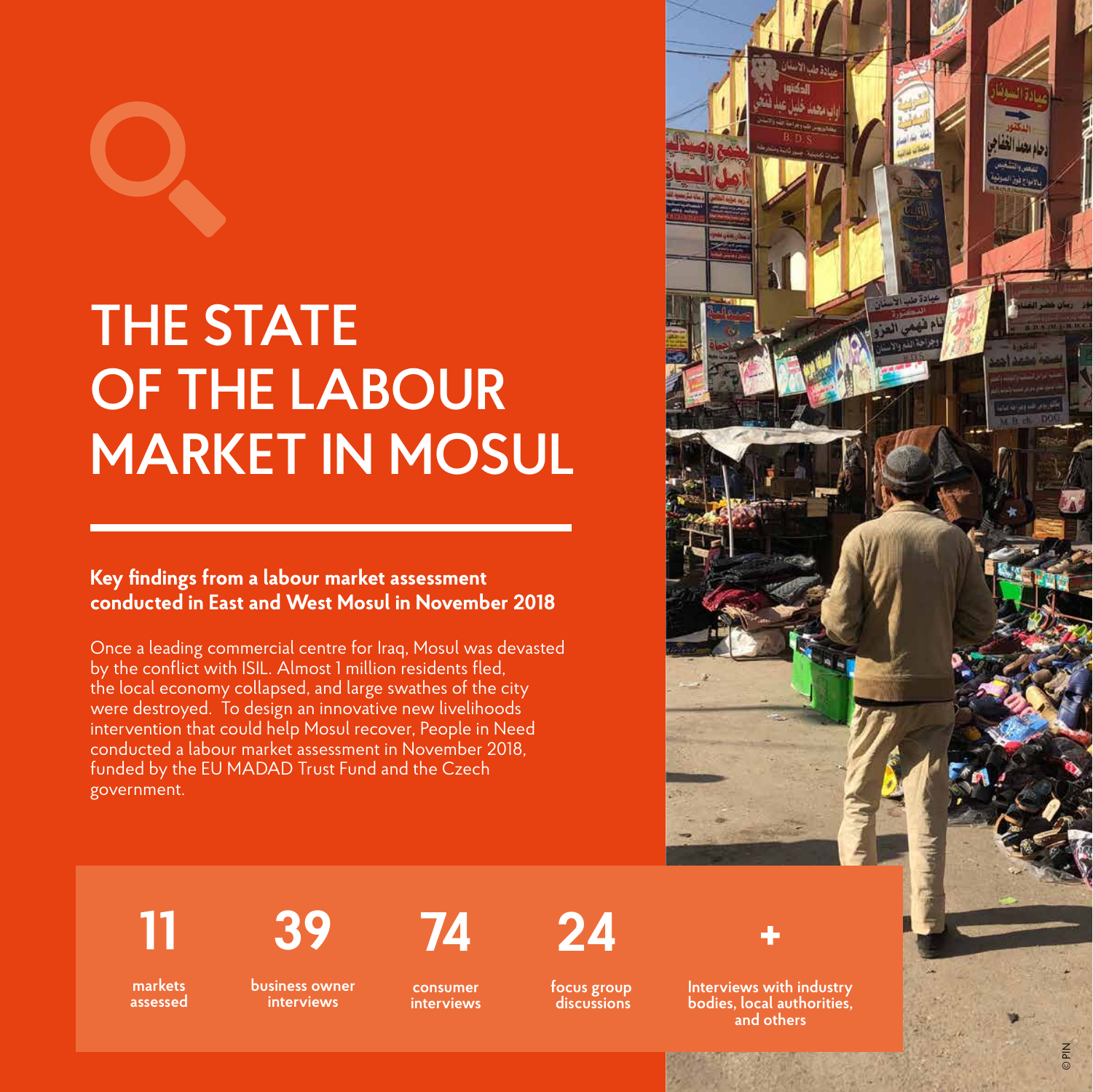# THE STATE OF THE LABOUR MARKET IN MOSUL

**Key findings from a labour market assessment conducted in East and West Mosul in November 2018**

Once a leading commercial centre for Iraq, Mosul was devastated by the conflict with ISIL. Almost 1 million residents fled, the local economy collapsed, and large swathes of the city were destroyed. To design an innovative new livelihoods intervention that could help Mosul recover, People in Need conducted a labour market assessment in November 2018, funded by the EU MADAD Trust Fund and the Czech government.

**11** markets assessed

**39** business owner interviews

**74** consumer interviews

**24** focus group discussions

**+** Interviews with industry bodies, local authorities, and others

© PIN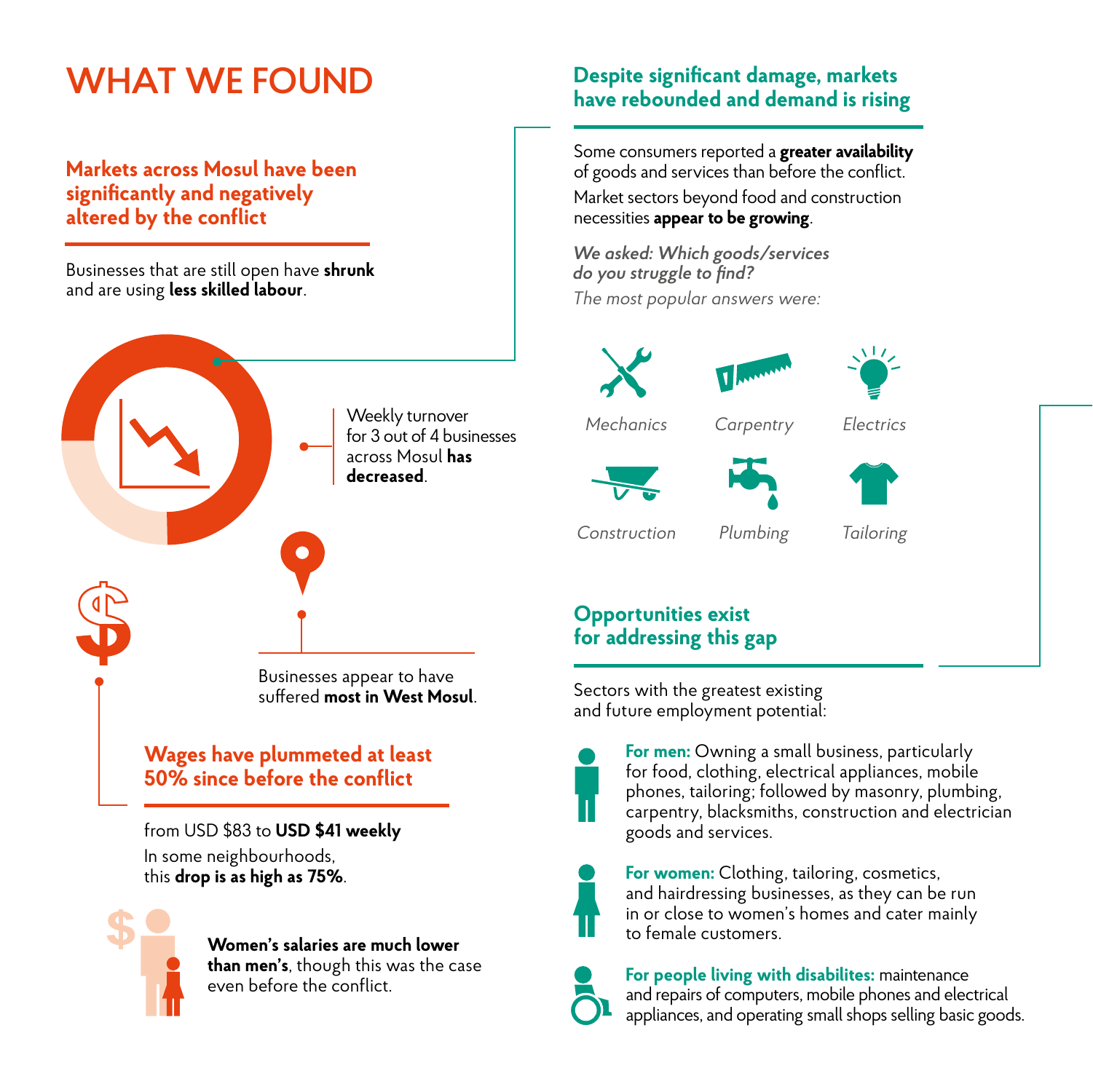# WHAT WE FOUND

## Markets across Mosul have been significantly and negatively altered by the conflict

Businesses that are still open have **shrunk** and are using **less skilled labour**.

Weekly turnover for 3 out of 4 businesses across Mosul **has decreased**.

Businesses appear to have suffered **most in West Mosul**.

## Wages have plummeted at least 50% since before the conflict

from USD $83 to **USD $41 weekly**

In some neighbourhoods, this **drop is as high as 75%**.

**Women's salaries are much lower than men's**, though this was the case even before the conflict.

## Despite significant damage, markets have rebounded and demand is rising

Some consumers reported a **greater availability** of goods and services than before the conflict.

Market sectors beyond food and construction necessities **appear to be growing**.

***We asked: Which goods/services do you struggle to find?***

*The most popular answers were:*

- *Mechanics*
- *Carpentry*
- *Electrics*
- *Construction*
- *Plumbing*
- *Tailoring*

## Opportunities exist for addressing this gap

Sectors with the greatest existing and future employment potential:

**For men:** Owning a small business, particularly for food, clothing, electrical appliances, mobile phones, tailoring; followed by masonry, plumbing, carpentry, blacksmiths, construction and electrician goods and services.

**For women:** Clothing, tailoring, cosmetics, and hairdressing businesses, as they can be run in or close to women's homes and cater mainly to female customers.

**For people living with disabilites:** maintenance and repairs of computers, mobile phones and electrical appliances, and operating small shops selling basic goods.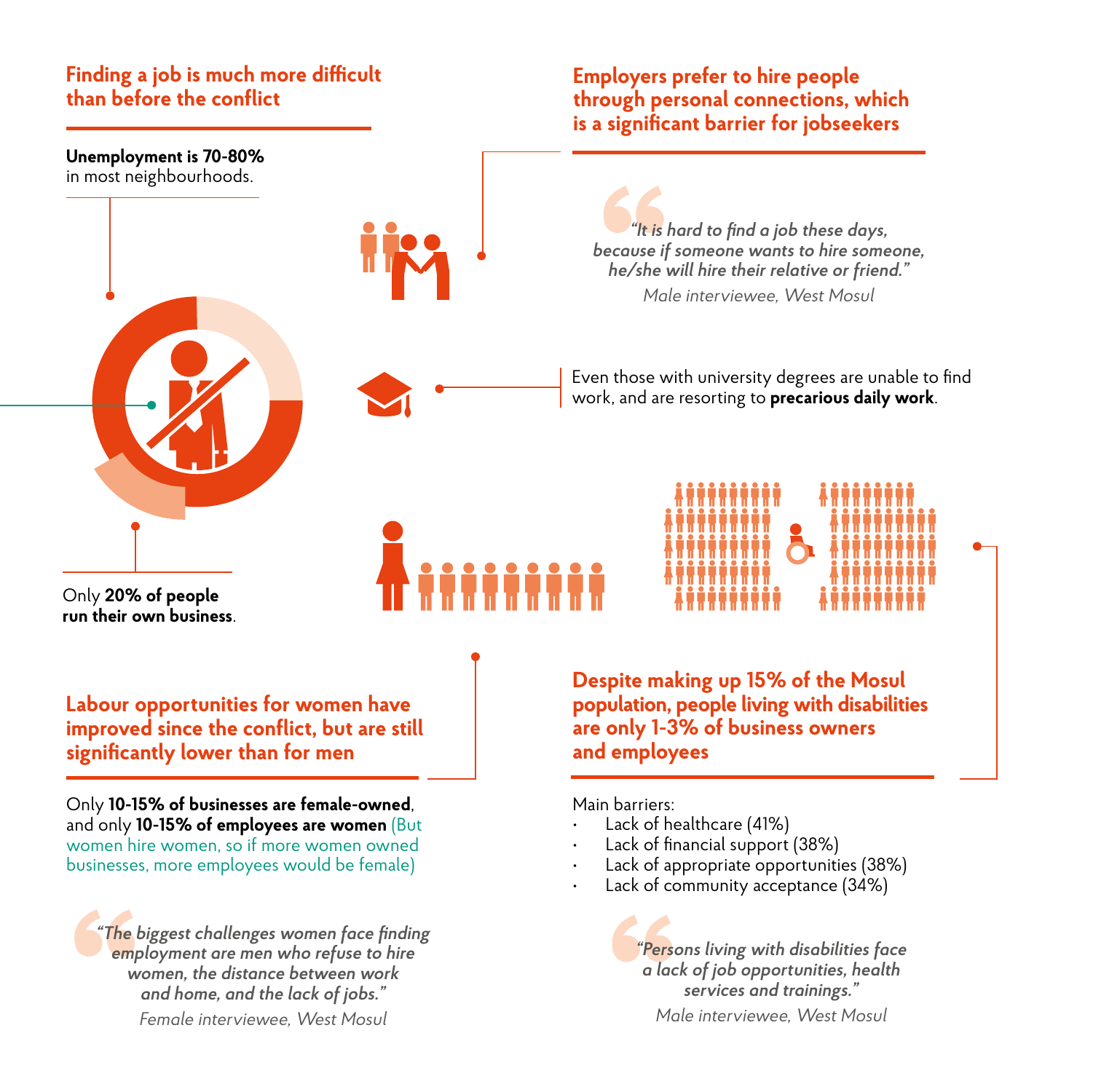## Finding a job is much more difficult than before the conflict

**Unemployment is 70-80%** in most neighbourhoods.

Only **20% of people run their own business**.

## Employers prefer to hire people through personal connections, which is a significant barrier for jobseekers

*"It is hard to find a job these days, because if someone wants to hire someone, he/she will hire their relative or friend."*

*Male interviewee, West Mosul*

Even those with university degrees are unable to find work, and are resorting to **precarious daily work**.

## Labour opportunities for women have improved since the conflict, but are still significantly lower than for men

Only **10-15% of businesses are female-owned**, and only **10-15% of employees are women** (But women hire women, so if more women owned businesses, more employees would be female)

*"The biggest challenges women face finding employment are men who refuse to hire women, the distance between work and home, and the lack of jobs."*

*Female interviewee, West Mosul*

## Despite making up 15% of the Mosul population, people living with disabilities are only 1-3% of business owners and employees

Main barriers:

- Lack of healthcare (41%)
- Lack of financial support (38%)
- Lack of appropriate opportunities (38%)
- Lack of community acceptance (34%)

*"Persons living with disabilities face a lack of job opportunities, health services and trainings."*

*Male interviewee, West Mosul*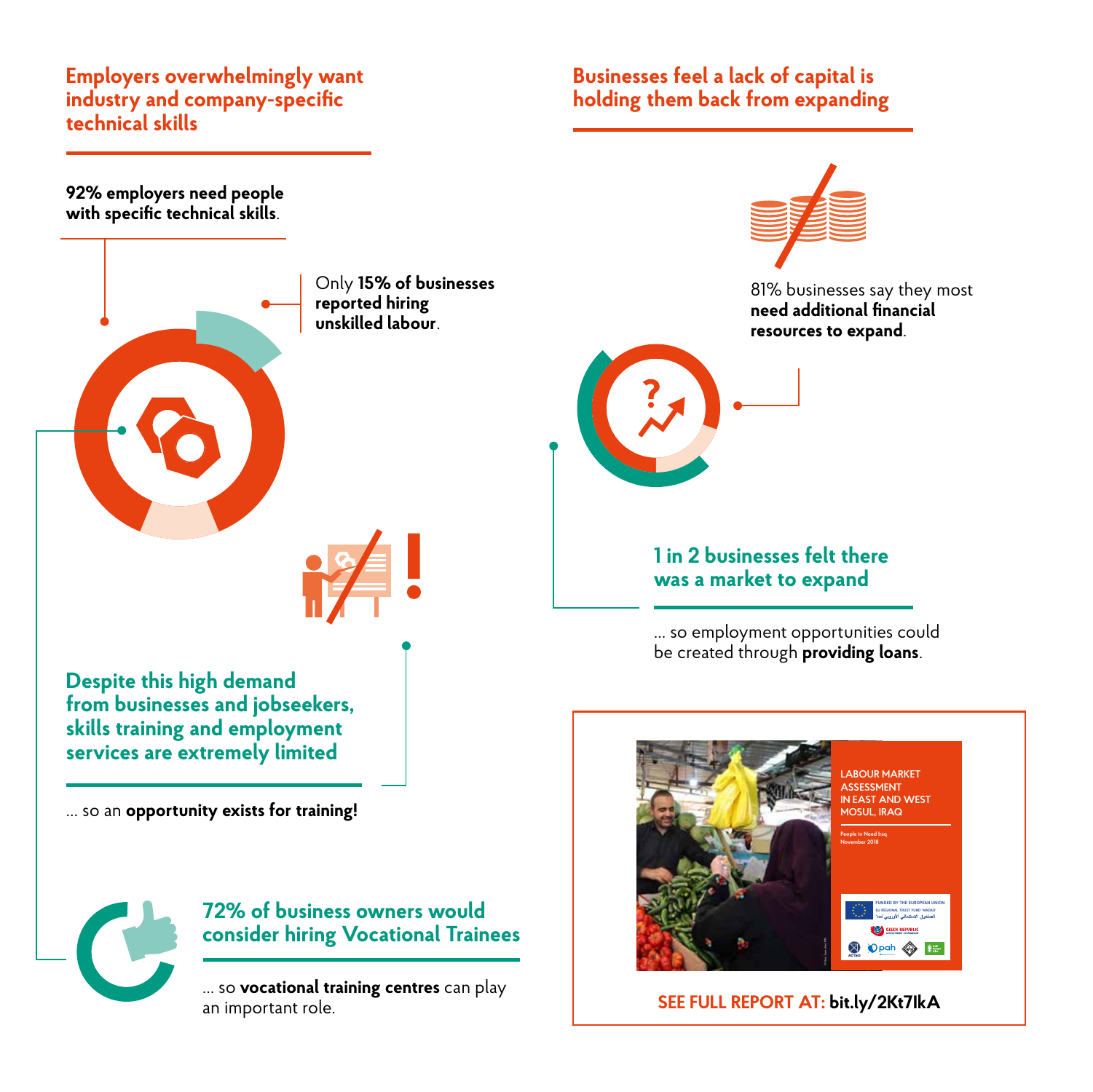## Employers overwhelmingly want industry and company-specific technical skills

**92% employers need people with specific technical skills**.

Only **15% of businesses reported hiring unskilled labour**.

## Despite this high demand from businesses and jobseekers, skills training and employment services are extremely limited

... so an **opportunity exists for training!**

## 72% of business owners would consider hiring Vocational Trainees

... so **vocational training centres** can play an important role.

## Businesses feel a lack of capital is holding them back from expanding

81% businesses say they most **need additional financial resources to expand**.

## 1 in 2 businesses felt there was a market to expand

... so employment opportunities could be created through **providing loans**.

LABOUR MARKET ASSESSMENT IN EAST AND WEST MOSUL, IRAQ

People in Need Iraq
November 2018

**SEE FULL REPORT AT: bit.ly/2Kt7IkA**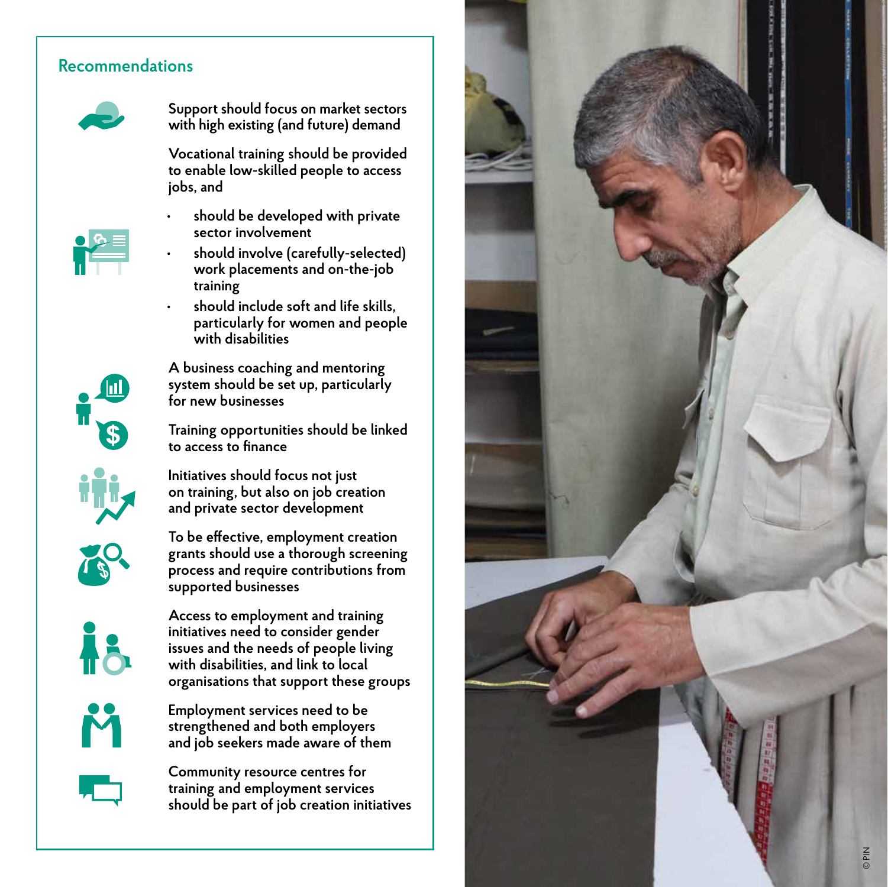## Recommendations

Support should focus on market sectors with high existing (and future) demand

Vocational training should be provided to enable low-skilled people to access jobs, and

- should be developed with private sector involvement
- should involve (carefully-selected) work placements and on-the-job training
- should include soft and life skills, particularly for women and people with disabilities

A business coaching and mentoring system should be set up, particularly for new businesses

Training opportunities should be linked to access to finance

Initiatives should focus not just on training, but also on job creation and private sector development

To be effective, employment creation grants should use a thorough screening process and require contributions from supported businesses

Access to employment and training initiatives need to consider gender issues and the needs of people living with disabilities, and link to local organisations that support these groups

Employment services need to be strengthened and both employers and job seekers made aware of them

Community resource centres for training and employment services should be part of job creation initiatives

© PIN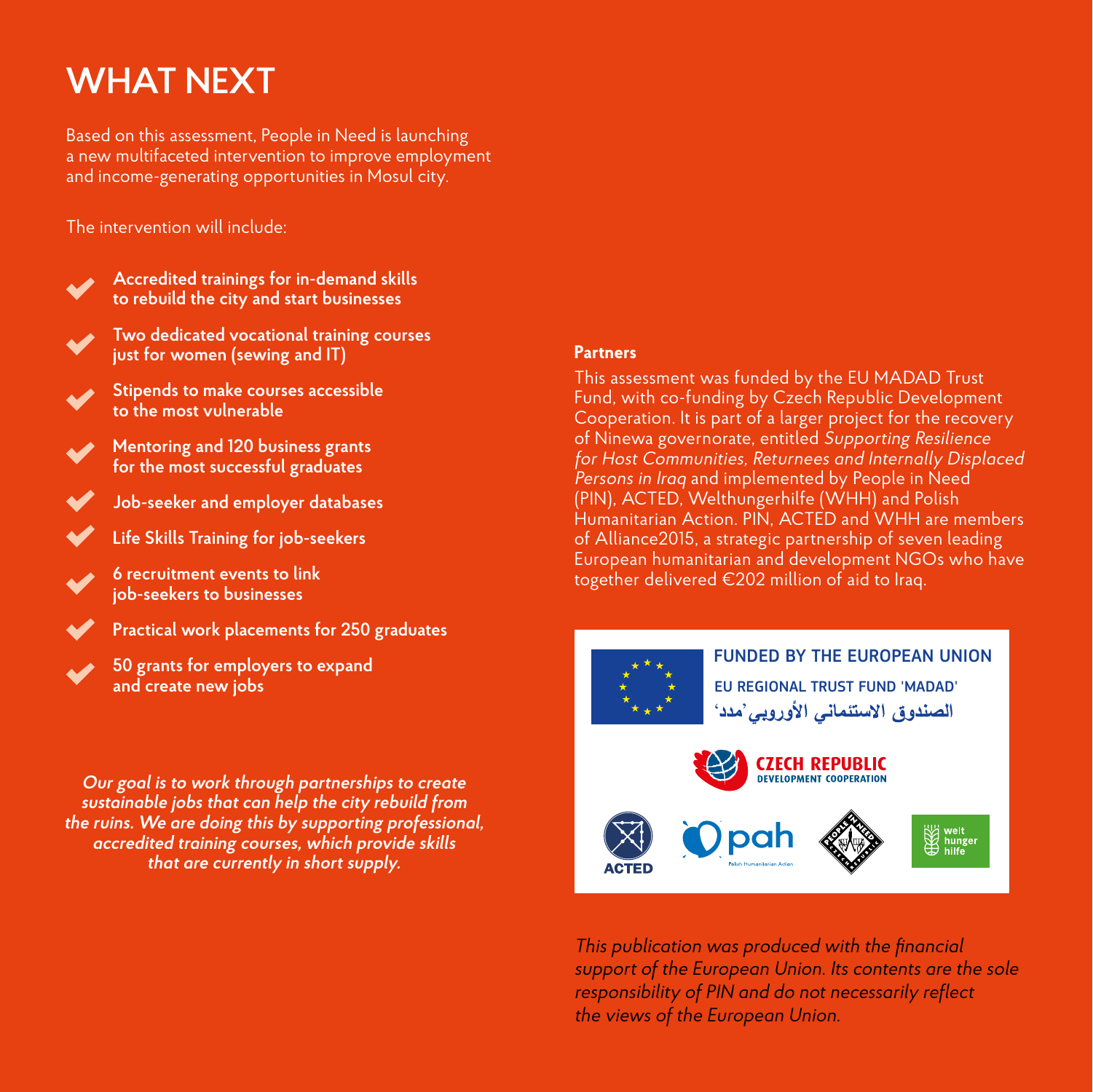# WHAT NEXT

Based on this assessment, People in Need is launching a new multifaceted intervention to improve employment and income-generating opportunities in Mosul city.

The intervention will include:

- **Accredited trainings for in-demand skills to rebuild the city and start businesses**
- **Two dedicated vocational training courses just for women (sewing and IT)**
- **Stipends to make courses accessible to the most vulnerable**
- **Mentoring and 120 business grants for the most successful graduates**
- **Job-seeker and employer databases**
- **Life Skills Training for job-seekers**
- **6 recruitment events to link job-seekers to businesses**
- **Practical work placements for 250 graduates**
- **50 grants for employers to expand and create new jobs**

***Our goal is to work through partnerships to create sustainable jobs that can help the city rebuild from the ruins. We are doing this by supporting professional, accredited training courses, which provide skills that are currently in short supply.***

**Partners**

This assessment was funded by the EU MADAD Trust Fund, with co-funding by Czech Republic Development Cooperation. It is part of a larger project for the recovery of Ninewa governorate, entitled *Supporting Resilience for Host Communities, Returnees and Internally Displaced Persons in Iraq* and implemented by People in Need (PIN), ACTED, Welthungerhilfe (WHH) and Polish Humanitarian Action. PIN, ACTED and WHH are members of Alliance2015, a strategic partnership of seven leading European humanitarian and development NGOs who have together delivered €202 million of aid to Iraq.

FUNDED BY THE EUROPEAN UNION

EU REGIONAL TRUST FUND 'MADAD'

الصندوق الاستئماني الأوروبي'مدد'

CZECH REPUBLIC
DEVELOPMENT COOPERATION

ACTED

pah
Polish Humanitarian Action

welt hunger hilfe

*This publication was produced with the financial support of the European Union. Its contents are the sole responsibility of PIN and do not necessarily reflect the views of the European Union.*